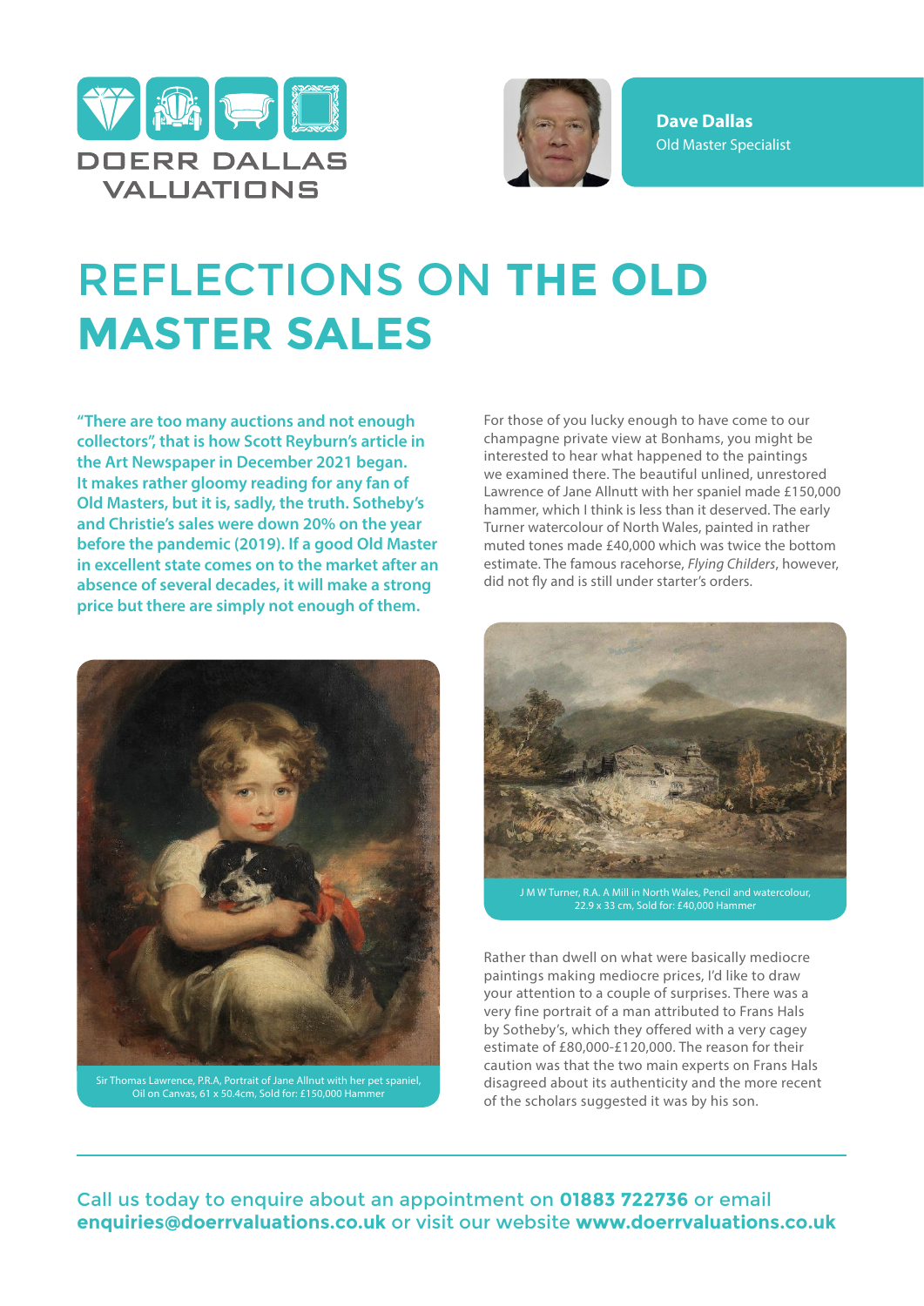DOERR DALLAS VALUATIONS

**Dave Dallas**
Old Master Specialist

# REFLECTIONS ON **THE OLD MASTER SALES**

**"There are too many auctions and not enough collectors", that is how Scott Reyburn's article in the Art Newspaper in December 2021 began. It makes rather gloomy reading for any fan of Old Masters, but it is, sadly, the truth. Sotheby's and Christie's sales were down 20% on the year before the pandemic (2019). If a good Old Master in excellent state comes on to the market after an absence of several decades, it will make a strong price but there are simply not enough of them.**

Sir Thomas Lawrence, P.R.A, Portrait of Jane Allnut with her pet spaniel, Oil on Canvas, 61 x 50.4cm, Sold for: £150,000 Hammer

For those of you lucky enough to have come to our champagne private view at Bonhams, you might be interested to hear what happened to the paintings we examined there. The beautiful unlined, unrestored Lawrence of Jane Allnutt with her spaniel made £150,000 hammer, which I think is less than it deserved. The early Turner watercolour of North Wales, painted in rather muted tones made £40,000 which was twice the bottom estimate. The famous racehorse, *Flying Childers*, however, did not fly and is still under starter's orders.

J M W Turner, R.A. A Mill in North Wales, Pencil and watercolour, 22.9 x 33 cm, Sold for: £40,000 Hammer

Rather than dwell on what were basically mediocre paintings making mediocre prices, I'd like to draw your attention to a couple of surprises. There was a very fine portrait of a man attributed to Frans Hals by Sotheby's, which they offered with a very cagey estimate of £80,000-£120,000. The reason for their caution was that the two main experts on Frans Hals disagreed about its authenticity and the more recent of the scholars suggested it was by his son.

Call us today to enquire about an appointment on **01883 722736** or email **enquiries@doerrvaluations.co.uk** or visit our website **www.doerrvaluations.co.uk**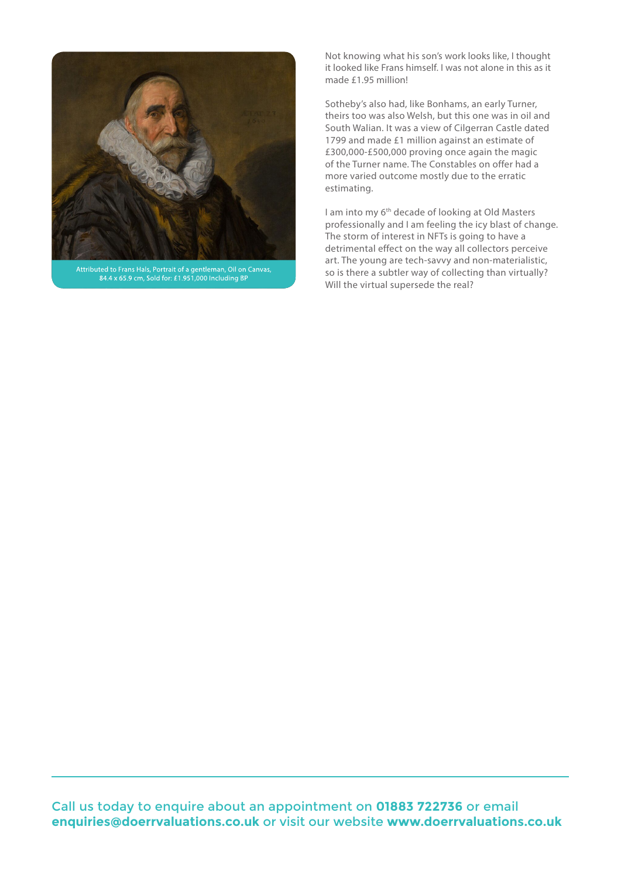Attributed to Frans Hals, Portrait of a gentleman, Oil on Canvas, 84.4 x 65.9 cm, Sold for: £1.951,000 Including BP

Not knowing what his son's work looks like, I thought it looked like Frans himself. I was not alone in this as it made £1.95 million!

Sotheby's also had, like Bonhams, an early Turner, theirs too was also Welsh, but this one was in oil and South Walian. It was a view of Cilgerran Castle dated 1799 and made £1 million against an estimate of £300,000-£500,000 proving once again the magic of the Turner name. The Constables on offer had a more varied outcome mostly due to the erratic estimating.

I am into my 6th decade of looking at Old Masters professionally and I am feeling the icy blast of change. The storm of interest in NFTs is going to have a detrimental effect on the way all collectors perceive art. The young are tech-savvy and non-materialistic, so is there a subtler way of collecting than virtually? Will the virtual supersede the real?

Call us today to enquire about an appointment on **01883 722736** or email **enquiries@doerrvaluations.co.uk** or visit our website **www.doerrvaluations.co.uk**